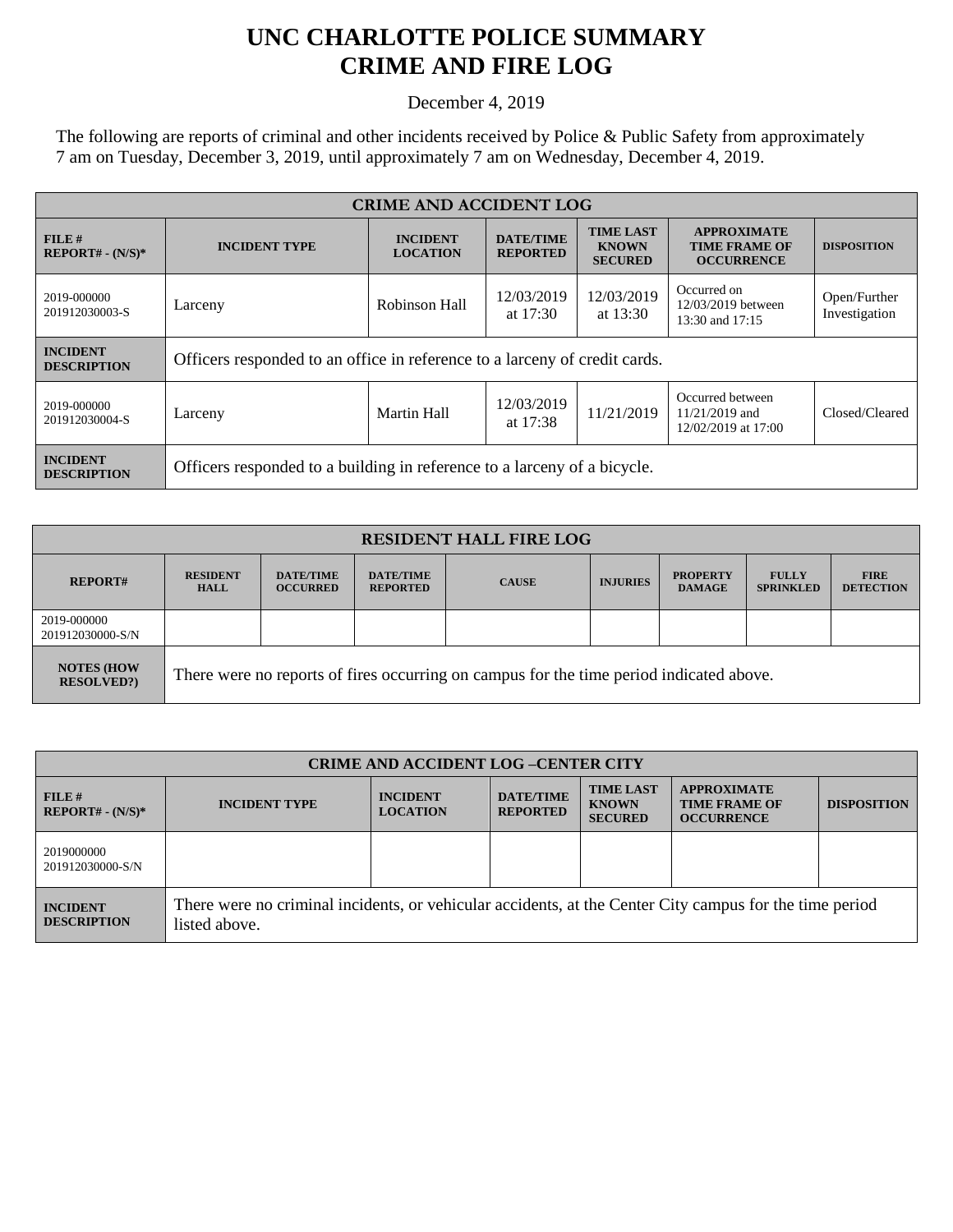# UNC CHARLOTTE POLICE SUMMARY
# CRIME AND FIRE LOG

December 4, 2019

The following are reports of criminal and other incidents received by Police & Public Safety from approximately 7 am on Tuesday, December 3, 2019, until approximately 7 am on Wednesday, December 4, 2019.

| CRIME AND ACCIDENT LOG | | | | | | |
|---|---|---|---|---|---|---|
| **FILE # REPORT# - (N/S)*** | **INCIDENT TYPE** | **INCIDENT LOCATION** | **DATE/TIME REPORTED** | **TIME LAST KNOWN SECURED** | **APPROXIMATE TIME FRAME OF OCCURRENCE** | **DISPOSITION** |
| 2019-000000 201912030003-S | Larceny | Robinson Hall | 12/03/2019 at 17:30 | 12/03/2019 at 13:30 | Occurred on 12/03/2019 between 13:30 and 17:15 | Open/Further Investigation |
| **INCIDENT DESCRIPTION** | Officers responded to an office in reference to a larceny of credit cards. | | | | | |
| 2019-000000 201912030004-S | Larceny | Martin Hall | 12/03/2019 at 17:38 | 11/21/2019 | Occurred between 11/21/2019 and 12/02/2019 at 17:00 | Closed/Cleared |
| **INCIDENT DESCRIPTION** | Officers responded to a building in reference to a larceny of a bicycle. | | | | | |

| RESIDENT HALL FIRE LOG | | | | | | | | |
|---|---|---|---|---|---|---|---|---|
| **REPORT#** | **RESIDENT HALL** | **DATE/TIME OCCURRED** | **DATE/TIME REPORTED** | **CAUSE** | **INJURIES** | **PROPERTY DAMAGE** | **FULLY SPRINKLED** | **FIRE DETECTION** |
| 2019-000000 201912030000-S/N | | | | | | | | |
| **NOTES (HOW RESOLVED?)** | There were no reports of fires occurring on campus for the time period indicated above. | | | | | | | |

| CRIME AND ACCIDENT LOG –CENTER CITY | | | | | | |
|---|---|---|---|---|---|---|
| **FILE # REPORT# - (N/S)*** | **INCIDENT TYPE** | **INCIDENT LOCATION** | **DATE/TIME REPORTED** | **TIME LAST KNOWN SECURED** | **APPROXIMATE TIME FRAME OF OCCURRENCE** | **DISPOSITION** |
| 2019000000 201912030000-S/N | | | | | | |
| **INCIDENT DESCRIPTION** | There were no criminal incidents, or vehicular accidents, at the Center City campus for the time period listed above. | | | | | |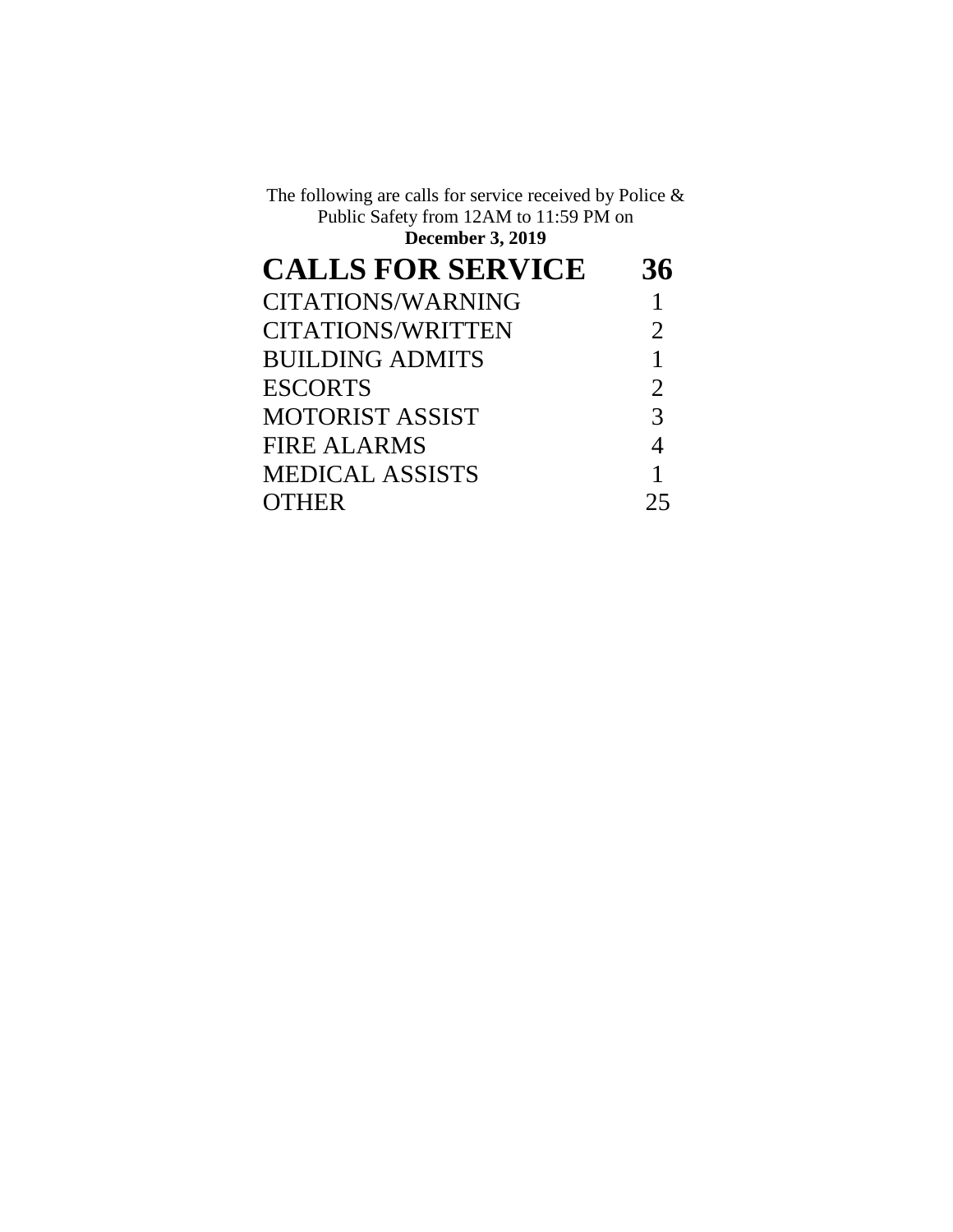The following are calls for service received by Police & Public Safety from 12AM to 11:59 PM on

**December 3, 2019**

| | |
|---|---|
| **CALLS FOR SERVICE** | **36** |
| CITATIONS/WARNING | 1 |
| CITATIONS/WRITTEN | 2 |
| BUILDING ADMITS | 1 |
| ESCORTS | 2 |
| MOTORIST ASSIST | 3 |
| FIRE ALARMS | 4 |
| MEDICAL ASSISTS | 1 |
| OTHER | 25 |